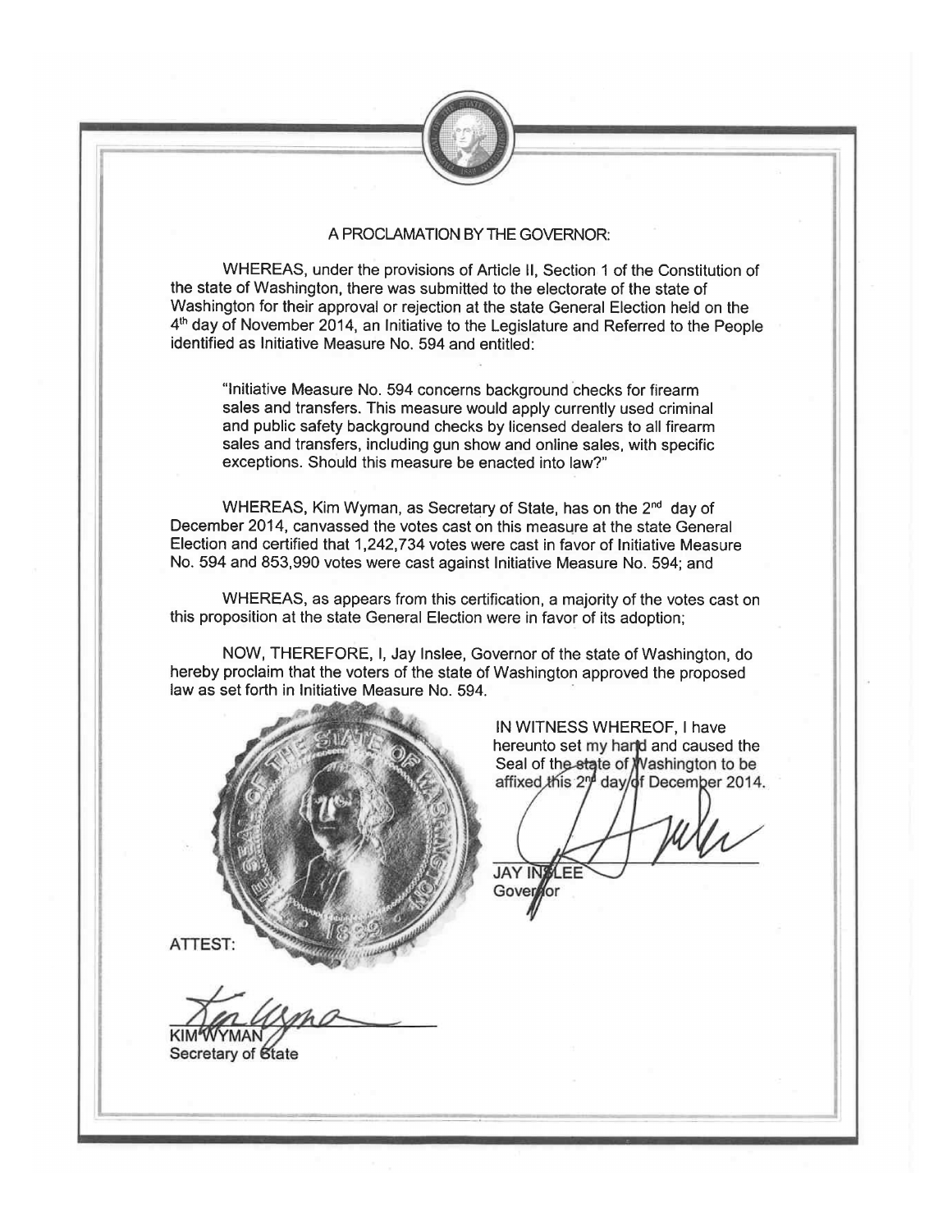# A PROCLAMATION BY THE GOVERNOR:

WHEREAS, under the provisions of Article II, Section 1 of the Constitution of the state of Washington, there was submitted to the electorate of the state of Washington for their approval or rejection at the state General Election held on the 4th day of November 2014, an Initiative to the Legislature and Referred to the People identified as Initiative Measure No. 594 and entitled:

> "Initiative Measure No. 594 concerns background checks for firearm sales and transfers. This measure would apply currently used criminal and public safety background checks by licensed dealers to all firearm sales and transfers, including gun show and online sales, with specific exceptions. Should this measure be enacted into law?"

WHEREAS, Kim Wyman, as Secretary of State, has on the 2nd day of December 2014, canvassed the votes cast on this measure at the state General Election and certified that 1,242,734 votes were cast in favor of Initiative Measure No. 594 and 853,990 votes were cast against Initiative Measure No. 594; and

WHEREAS, as appears from this certification, a majority of the votes cast on this proposition at the state General Election were in favor of its adoption;

NOW, THEREFORE, I, Jay Inslee, Governor of the state of Washington, do hereby proclaim that the voters of the state of Washington approved the proposed law as set forth in Initiative Measure No. 594.

IN WITNESS WHEREOF, I have hereunto set my hand and caused the Seal of the state of Washington to be affixed this 2nd day of December 2014.

JAY INSLEE
Governor

ATTEST:

KIM WYMAN
Secretary of State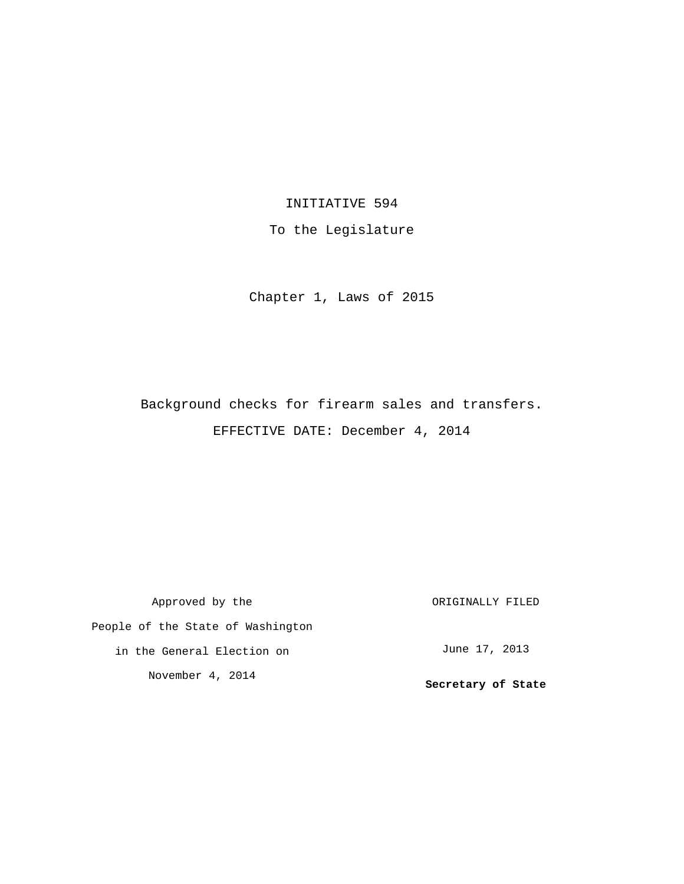INITIATIVE 594

To the Legislature

Chapter 1, Laws of 2015

Background checks for firearm sales and transfers.

EFFECTIVE DATE: December 4, 2014

Approved by the
People of the State of Washington
in the General Election on
November 4, 2014

ORIGINALLY FILED

June 17, 2013

**Secretary of State**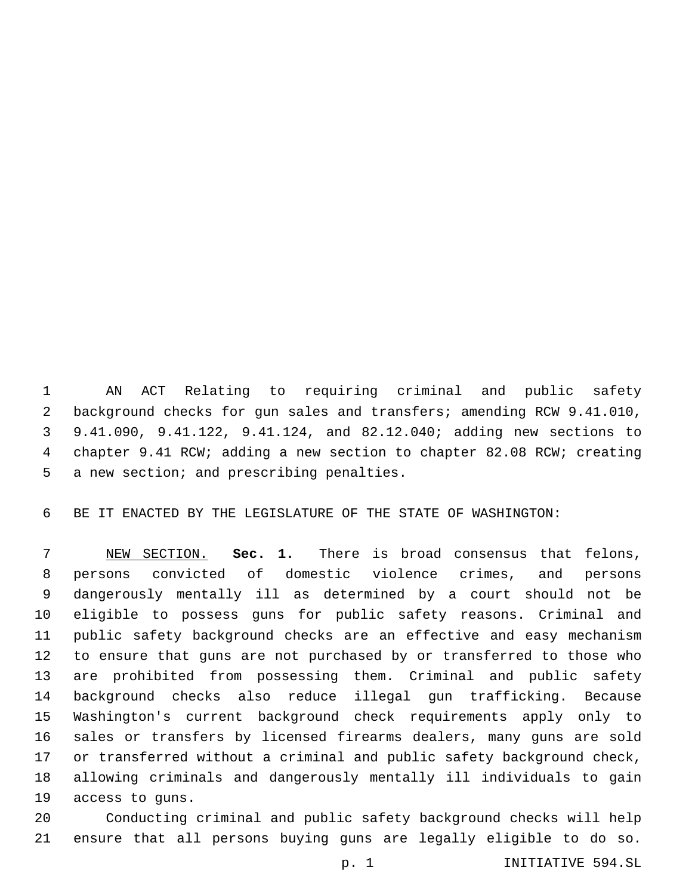AN ACT Relating to requiring criminal and public safety background checks for gun sales and transfers; amending RCW 9.41.010, 9.41.090, 9.41.122, 9.41.124, and 82.12.040; adding new sections to chapter 9.41 RCW; adding a new section to chapter 82.08 RCW; creating a new section; and prescribing penalties.

BE IT ENACTED BY THE LEGISLATURE OF THE STATE OF WASHINGTON:

NEW SECTION. **Sec. 1.** There is broad consensus that felons, persons convicted of domestic violence crimes, and persons dangerously mentally ill as determined by a court should not be eligible to possess guns for public safety reasons. Criminal and public safety background checks are an effective and easy mechanism to ensure that guns are not purchased by or transferred to those who are prohibited from possessing them. Criminal and public safety background checks also reduce illegal gun trafficking. Because Washington's current background check requirements apply only to sales or transfers by licensed firearms dealers, many guns are sold or transferred without a criminal and public safety background check, allowing criminals and dangerously mentally ill individuals to gain access to guns.

Conducting criminal and public safety background checks will help ensure that all persons buying guns are legally eligible to do so.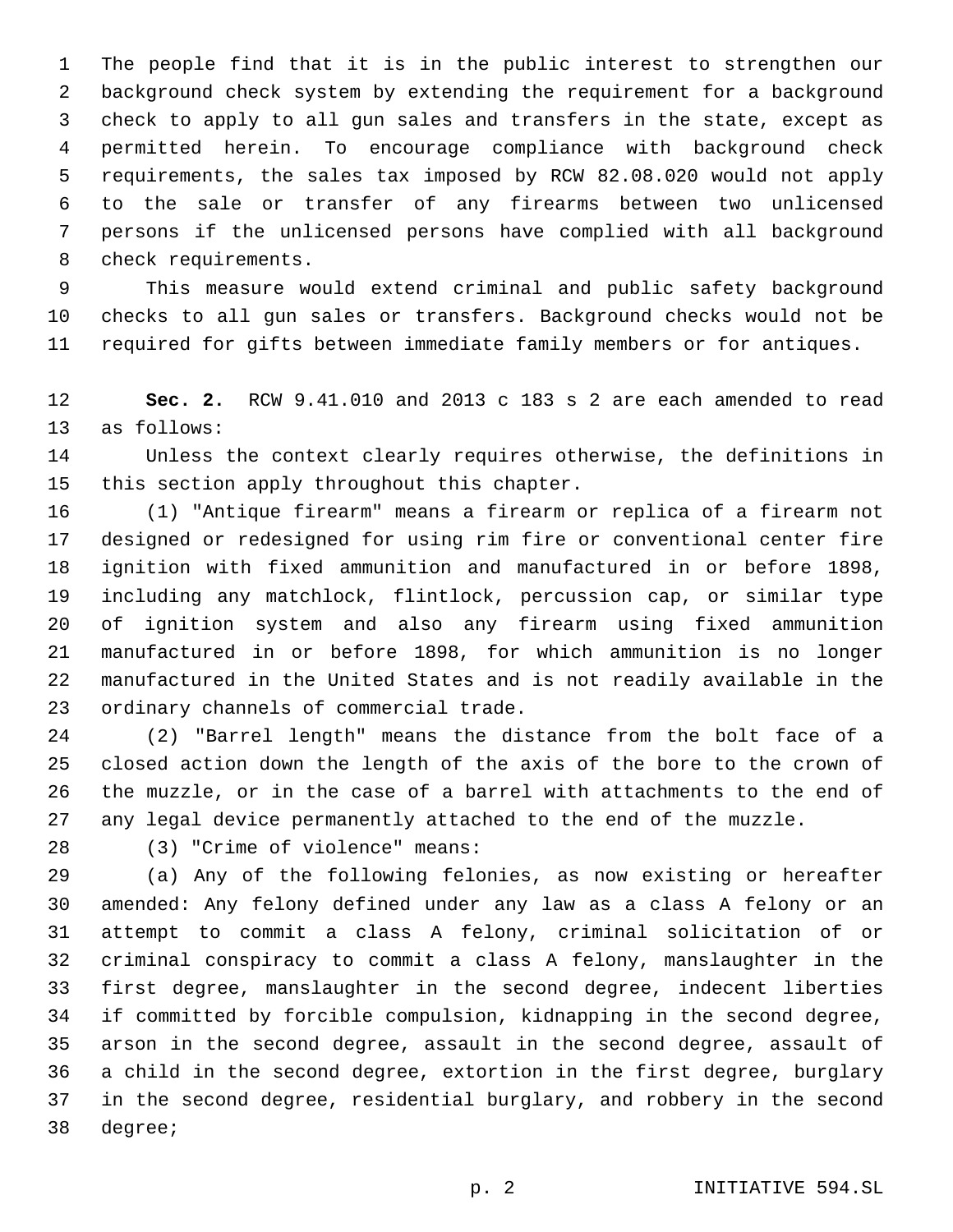The people find that it is in the public interest to strengthen our background check system by extending the requirement for a background check to apply to all gun sales and transfers in the state, except as permitted herein. To encourage compliance with background check requirements, the sales tax imposed by RCW 82.08.020 would not apply to the sale or transfer of any firearms between two unlicensed persons if the unlicensed persons have complied with all background check requirements.

This measure would extend criminal and public safety background checks to all gun sales or transfers. Background checks would not be required for gifts between immediate family members or for antiques.

**Sec. 2.** RCW 9.41.010 and 2013 c 183 s 2 are each amended to read as follows:

Unless the context clearly requires otherwise, the definitions in this section apply throughout this chapter.

(1) "Antique firearm" means a firearm or replica of a firearm not designed or redesigned for using rim fire or conventional center fire ignition with fixed ammunition and manufactured in or before 1898, including any matchlock, flintlock, percussion cap, or similar type of ignition system and also any firearm using fixed ammunition manufactured in or before 1898, for which ammunition is no longer manufactured in the United States and is not readily available in the ordinary channels of commercial trade.

(2) "Barrel length" means the distance from the bolt face of a closed action down the length of the axis of the bore to the crown of the muzzle, or in the case of a barrel with attachments to the end of any legal device permanently attached to the end of the muzzle.

(3) "Crime of violence" means:

(a) Any of the following felonies, as now existing or hereafter amended: Any felony defined under any law as a class A felony or an attempt to commit a class A felony, criminal solicitation of or criminal conspiracy to commit a class A felony, manslaughter in the first degree, manslaughter in the second degree, indecent liberties if committed by forcible compulsion, kidnapping in the second degree, arson in the second degree, assault in the second degree, assault of a child in the second degree, extortion in the first degree, burglary in the second degree, residential burglary, and robbery in the second degree;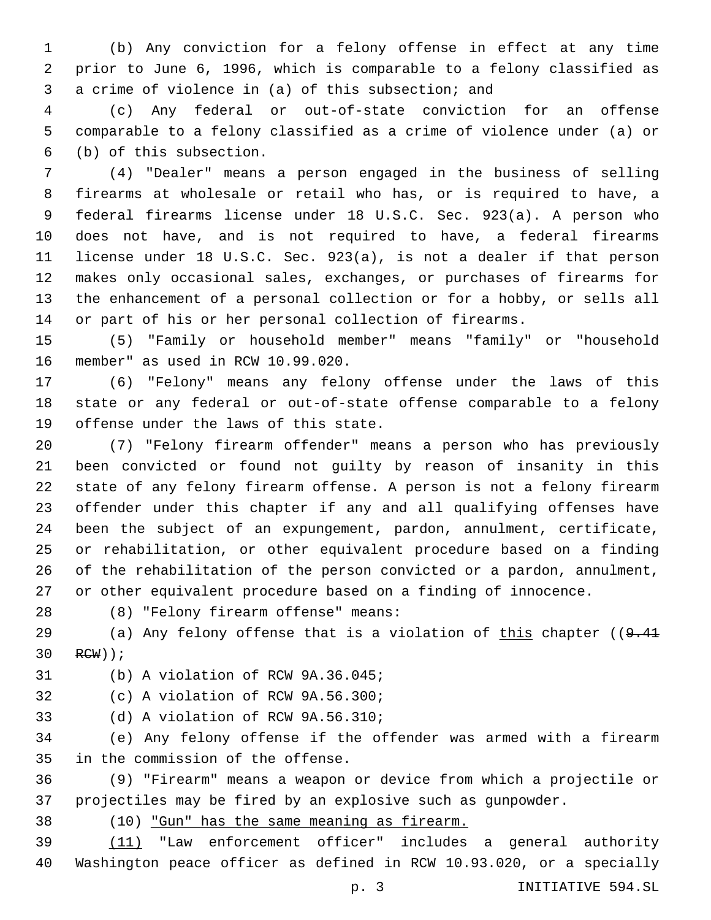(b) Any conviction for a felony offense in effect at any time prior to June 6, 1996, which is comparable to a felony classified as a crime of violence in (a) of this subsection; and

(c) Any federal or out-of-state conviction for an offense comparable to a felony classified as a crime of violence under (a) or (b) of this subsection.

(4) "Dealer" means a person engaged in the business of selling firearms at wholesale or retail who has, or is required to have, a federal firearms license under 18 U.S.C. Sec. 923(a). A person who does not have, and is not required to have, a federal firearms license under 18 U.S.C. Sec. 923(a), is not a dealer if that person makes only occasional sales, exchanges, or purchases of firearms for the enhancement of a personal collection or for a hobby, or sells all or part of his or her personal collection of firearms.

(5) "Family or household member" means "family" or "household member" as used in RCW 10.99.020.

(6) "Felony" means any felony offense under the laws of this state or any federal or out-of-state offense comparable to a felony offense under the laws of this state.

(7) "Felony firearm offender" means a person who has previously been convicted or found not guilty by reason of insanity in this state of any felony firearm offense. A person is not a felony firearm offender under this chapter if any and all qualifying offenses have been the subject of an expungement, pardon, annulment, certificate, or rehabilitation, or other equivalent procedure based on a finding of the rehabilitation of the person convicted or a pardon, annulment, or other equivalent procedure based on a finding of innocence.

(8) "Felony firearm offense" means:

(a) Any felony offense that is a violation of <u>this</u> chapter ((~~9.41 RCW~~));

(b) A violation of RCW 9A.36.045;

(c) A violation of RCW 9A.56.300;

(d) A violation of RCW 9A.56.310;

(e) Any felony offense if the offender was armed with a firearm in the commission of the offense.

(9) "Firearm" means a weapon or device from which a projectile or projectiles may be fired by an explosive such as gunpowder.

(10) <u>"Gun" has the same meaning as firearm.</u>

<u>(11)</u> "Law enforcement officer" includes a general authority Washington peace officer as defined in RCW 10.93.020, or a specially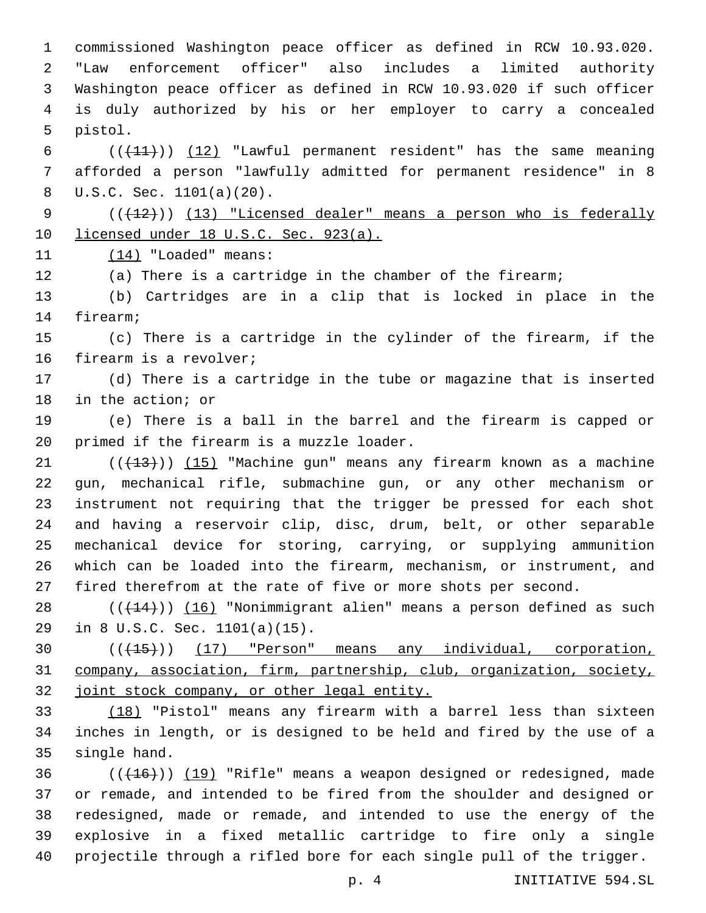commissioned Washington peace officer as defined in RCW 10.93.020. "Law enforcement officer" also includes a limited authority Washington peace officer as defined in RCW 10.93.020 if such officer is duly authorized by his or her employer to carry a concealed pistol.

(((11))) (12) "Lawful permanent resident" has the same meaning afforded a person "lawfully admitted for permanent residence" in 8 U.S.C. Sec. 1101(a)(20).

(((12))) (13) "Licensed dealer" means a person who is federally licensed under 18 U.S.C. Sec. 923(a).

(14) "Loaded" means:

(a) There is a cartridge in the chamber of the firearm;

(b) Cartridges are in a clip that is locked in place in the firearm;

(c) There is a cartridge in the cylinder of the firearm, if the firearm is a revolver;

(d) There is a cartridge in the tube or magazine that is inserted in the action; or

(e) There is a ball in the barrel and the firearm is capped or primed if the firearm is a muzzle loader.

(((13))) (15) "Machine gun" means any firearm known as a machine gun, mechanical rifle, submachine gun, or any other mechanism or instrument not requiring that the trigger be pressed for each shot and having a reservoir clip, disc, drum, belt, or other separable mechanical device for storing, carrying, or supplying ammunition which can be loaded into the firearm, mechanism, or instrument, and fired therefrom at the rate of five or more shots per second.

(((14))) (16) "Nonimmigrant alien" means a person defined as such in 8 U.S.C. Sec. 1101(a)(15).

(((15))) (17) "Person" means any individual, corporation, company, association, firm, partnership, club, organization, society, joint stock company, or other legal entity.

(18) "Pistol" means any firearm with a barrel less than sixteen inches in length, or is designed to be held and fired by the use of a single hand.

(((16))) (19) "Rifle" means a weapon designed or redesigned, made or remade, and intended to be fired from the shoulder and designed or redesigned, made or remade, and intended to use the energy of the explosive in a fixed metallic cartridge to fire only a single projectile through a rifled bore for each single pull of the trigger.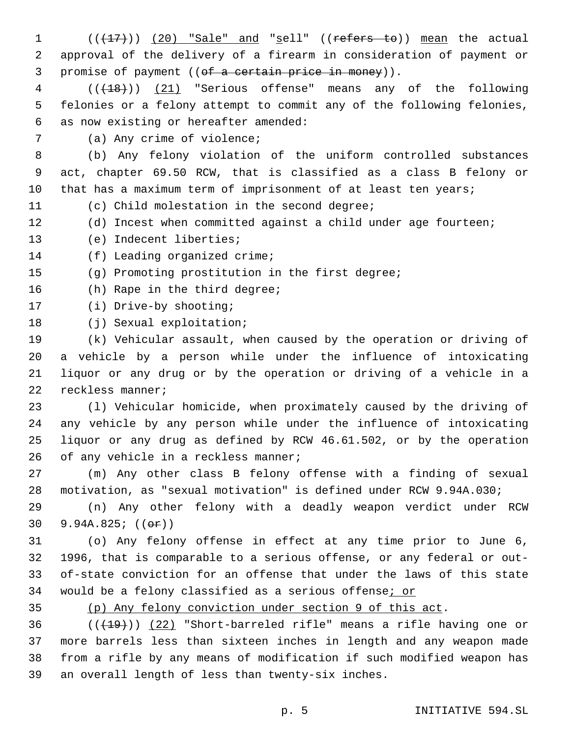(((17))) (20) "Sale" and "sell" ((refers to)) mean the actual approval of the delivery of a firearm in consideration of payment or promise of payment ((of a certain price in money)).

(((18))) (21) "Serious offense" means any of the following felonies or a felony attempt to commit any of the following felonies, as now existing or hereafter amended:

(a) Any crime of violence;

(b) Any felony violation of the uniform controlled substances act, chapter 69.50 RCW, that is classified as a class B felony or that has a maximum term of imprisonment of at least ten years;

(c) Child molestation in the second degree;

(d) Incest when committed against a child under age fourteen;

(e) Indecent liberties;

(f) Leading organized crime;

(g) Promoting prostitution in the first degree;

(h) Rape in the third degree;

(i) Drive-by shooting;

(j) Sexual exploitation;

(k) Vehicular assault, when caused by the operation or driving of a vehicle by a person while under the influence of intoxicating liquor or any drug or by the operation or driving of a vehicle in a reckless manner;

(l) Vehicular homicide, when proximately caused by the driving of any vehicle by any person while under the influence of intoxicating liquor or any drug as defined by RCW 46.61.502, or by the operation of any vehicle in a reckless manner;

(m) Any other class B felony offense with a finding of sexual motivation, as "sexual motivation" is defined under RCW 9.94A.030;

(n) Any other felony with a deadly weapon verdict under RCW 9.94A.825; ((or))

(o) Any felony offense in effect at any time prior to June 6, 1996, that is comparable to a serious offense, or any federal or out-of-state conviction for an offense that under the laws of this state would be a felony classified as a serious offense; or

(p) Any felony conviction under section 9 of this act.

(((19))) (22) "Short-barreled rifle" means a rifle having one or more barrels less than sixteen inches in length and any weapon made from a rifle by any means of modification if such modified weapon has an overall length of less than twenty-six inches.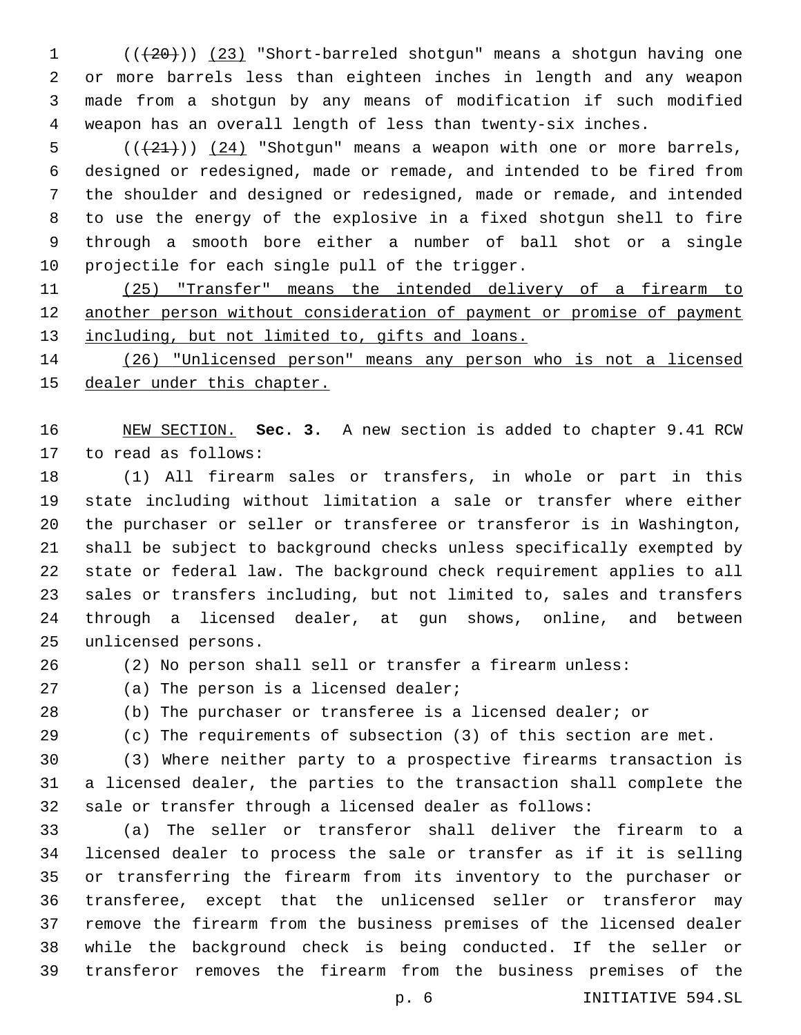((~~(20)~~)) (23) "Short-barreled shotgun" means a shotgun having one or more barrels less than eighteen inches in length and any weapon made from a shotgun by any means of modification if such modified weapon has an overall length of less than twenty-six inches.

((~~(21)~~)) (24) "Shotgun" means a weapon with one or more barrels, designed or redesigned, made or remade, and intended to be fired from the shoulder and designed or redesigned, made or remade, and intended to use the energy of the explosive in a fixed shotgun shell to fire through a smooth bore either a number of ball shot or a single projectile for each single pull of the trigger.

(25) "Transfer" means the intended delivery of a firearm to another person without consideration of payment or promise of payment including, but not limited to, gifts and loans.

(26) "Unlicensed person" means any person who is not a licensed dealer under this chapter.

NEW SECTION. **Sec. 3.** A new section is added to chapter 9.41 RCW to read as follows:

(1) All firearm sales or transfers, in whole or part in this state including without limitation a sale or transfer where either the purchaser or seller or transferee or transferor is in Washington, shall be subject to background checks unless specifically exempted by state or federal law. The background check requirement applies to all sales or transfers including, but not limited to, sales and transfers through a licensed dealer, at gun shows, online, and between unlicensed persons.

(2) No person shall sell or transfer a firearm unless:

(a) The person is a licensed dealer;

(b) The purchaser or transferee is a licensed dealer; or

(c) The requirements of subsection (3) of this section are met.

(3) Where neither party to a prospective firearms transaction is a licensed dealer, the parties to the transaction shall complete the sale or transfer through a licensed dealer as follows:

(a) The seller or transferor shall deliver the firearm to a licensed dealer to process the sale or transfer as if it is selling or transferring the firearm from its inventory to the purchaser or transferee, except that the unlicensed seller or transferor may remove the firearm from the business premises of the licensed dealer while the background check is being conducted. If the seller or transferor removes the firearm from the business premises of the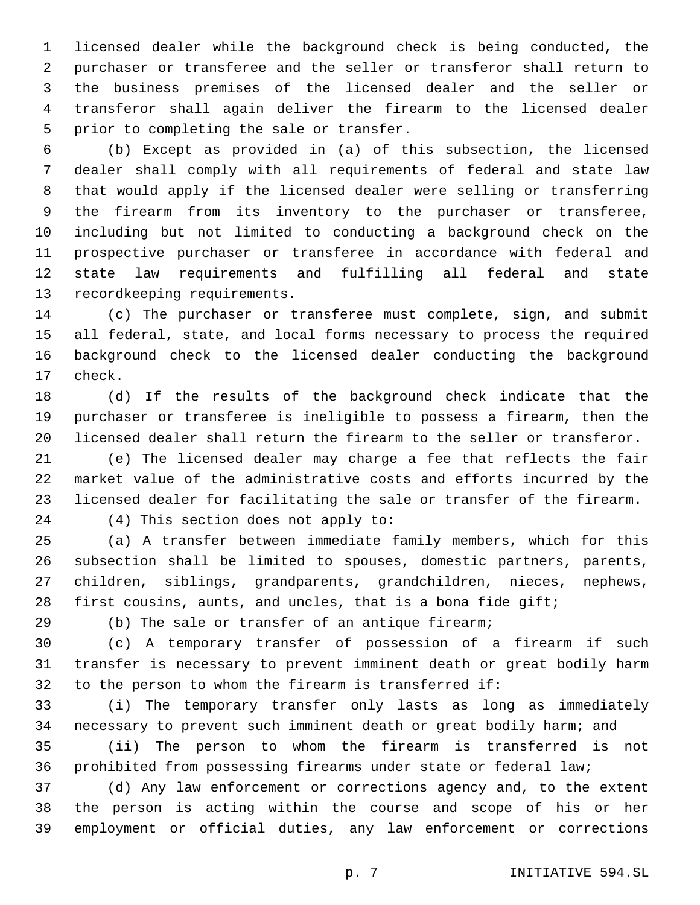licensed dealer while the background check is being conducted, the purchaser or transferee and the seller or transferor shall return to the business premises of the licensed dealer and the seller or transferor shall again deliver the firearm to the licensed dealer prior to completing the sale or transfer.

(b) Except as provided in (a) of this subsection, the licensed dealer shall comply with all requirements of federal and state law that would apply if the licensed dealer were selling or transferring the firearm from its inventory to the purchaser or transferee, including but not limited to conducting a background check on the prospective purchaser or transferee in accordance with federal and state law requirements and fulfilling all federal and state recordkeeping requirements.

(c) The purchaser or transferee must complete, sign, and submit all federal, state, and local forms necessary to process the required background check to the licensed dealer conducting the background check.

(d) If the results of the background check indicate that the purchaser or transferee is ineligible to possess a firearm, then the licensed dealer shall return the firearm to the seller or transferor.

(e) The licensed dealer may charge a fee that reflects the fair market value of the administrative costs and efforts incurred by the licensed dealer for facilitating the sale or transfer of the firearm.

(4) This section does not apply to:

(a) A transfer between immediate family members, which for this subsection shall be limited to spouses, domestic partners, parents, children, siblings, grandparents, grandchildren, nieces, nephews, first cousins, aunts, and uncles, that is a bona fide gift;

(b) The sale or transfer of an antique firearm;

(c) A temporary transfer of possession of a firearm if such transfer is necessary to prevent imminent death or great bodily harm to the person to whom the firearm is transferred if:

(i) The temporary transfer only lasts as long as immediately necessary to prevent such imminent death or great bodily harm; and

(ii) The person to whom the firearm is transferred is not prohibited from possessing firearms under state or federal law;

(d) Any law enforcement or corrections agency and, to the extent the person is acting within the course and scope of his or her employment or official duties, any law enforcement or corrections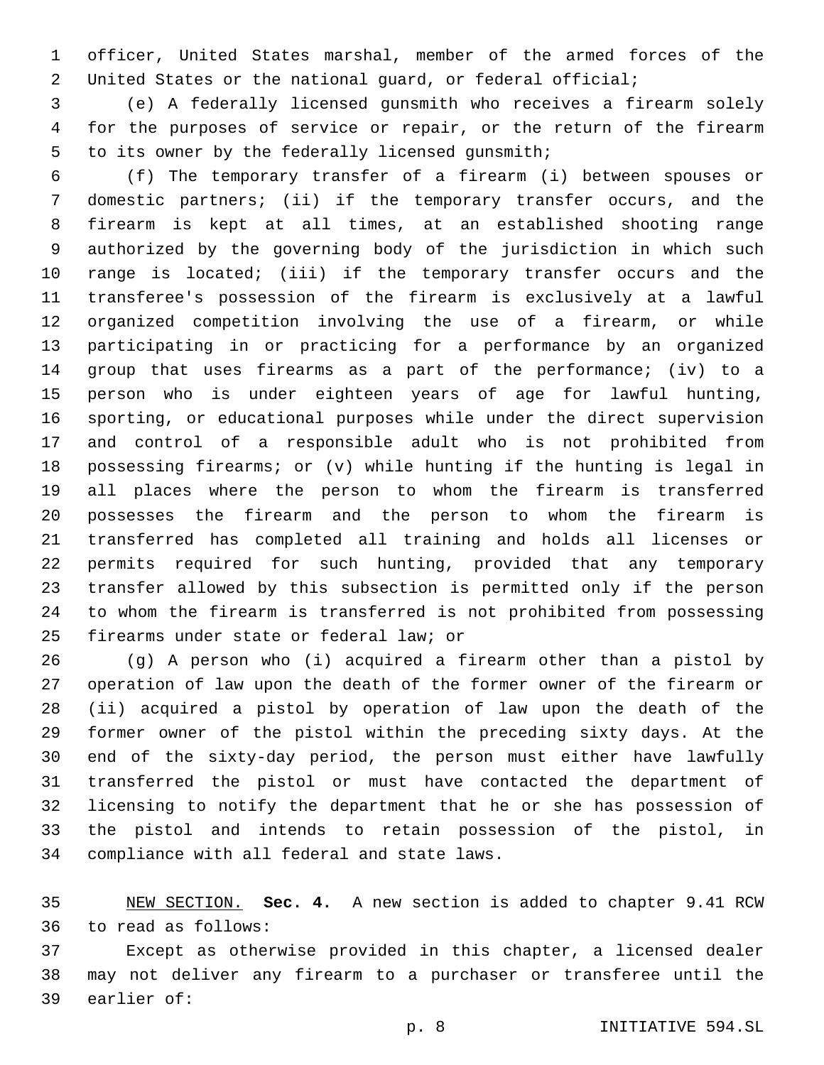officer, United States marshal, member of the armed forces of the United States or the national guard, or federal official;

(e) A federally licensed gunsmith who receives a firearm solely for the purposes of service or repair, or the return of the firearm to its owner by the federally licensed gunsmith;

(f) The temporary transfer of a firearm (i) between spouses or domestic partners; (ii) if the temporary transfer occurs, and the firearm is kept at all times, at an established shooting range authorized by the governing body of the jurisdiction in which such range is located; (iii) if the temporary transfer occurs and the transferee's possession of the firearm is exclusively at a lawful organized competition involving the use of a firearm, or while participating in or practicing for a performance by an organized group that uses firearms as a part of the performance; (iv) to a person who is under eighteen years of age for lawful hunting, sporting, or educational purposes while under the direct supervision and control of a responsible adult who is not prohibited from possessing firearms; or (v) while hunting if the hunting is legal in all places where the person to whom the firearm is transferred possesses the firearm and the person to whom the firearm is transferred has completed all training and holds all licenses or permits required for such hunting, provided that any temporary transfer allowed by this subsection is permitted only if the person to whom the firearm is transferred is not prohibited from possessing firearms under state or federal law; or

(g) A person who (i) acquired a firearm other than a pistol by operation of law upon the death of the former owner of the firearm or (ii) acquired a pistol by operation of law upon the death of the former owner of the pistol within the preceding sixty days. At the end of the sixty-day period, the person must either have lawfully transferred the pistol or must have contacted the department of licensing to notify the department that he or she has possession of the pistol and intends to retain possession of the pistol, in compliance with all federal and state laws.

NEW SECTION. **Sec. 4.** A new section is added to chapter 9.41 RCW to read as follows:

Except as otherwise provided in this chapter, a licensed dealer may not deliver any firearm to a purchaser or transferee until the earlier of: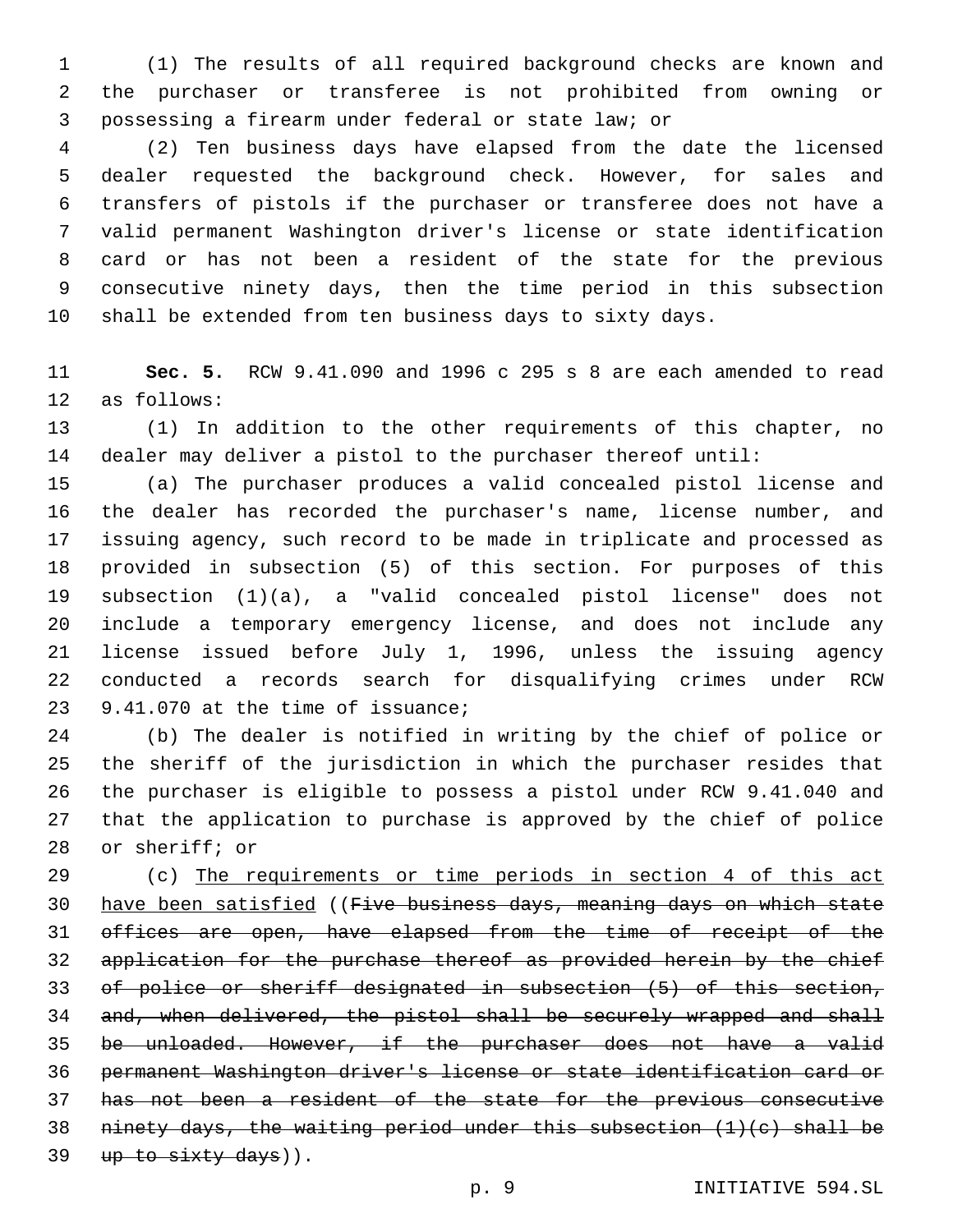(1) The results of all required background checks are known and the purchaser or transferee is not prohibited from owning or possessing a firearm under federal or state law; or

(2) Ten business days have elapsed from the date the licensed dealer requested the background check. However, for sales and transfers of pistols if the purchaser or transferee does not have a valid permanent Washington driver's license or state identification card or has not been a resident of the state for the previous consecutive ninety days, then the time period in this subsection shall be extended from ten business days to sixty days.

**Sec. 5.** RCW 9.41.090 and 1996 c 295 s 8 are each amended to read as follows:

(1) In addition to the other requirements of this chapter, no dealer may deliver a pistol to the purchaser thereof until:

(a) The purchaser produces a valid concealed pistol license and the dealer has recorded the purchaser's name, license number, and issuing agency, such record to be made in triplicate and processed as provided in subsection (5) of this section. For purposes of this subsection (1)(a), a "valid concealed pistol license" does not include a temporary emergency license, and does not include any license issued before July 1, 1996, unless the issuing agency conducted a records search for disqualifying crimes under RCW 9.41.070 at the time of issuance;

(b) The dealer is notified in writing by the chief of police or the sheriff of the jurisdiction in which the purchaser resides that the purchaser is eligible to possess a pistol under RCW 9.41.040 and that the application to purchase is approved by the chief of police or sheriff; or

(c) <u>The requirements or time periods in section 4 of this act have been satisfied</u> ((~~Five business days, meaning days on which state offices are open, have elapsed from the time of receipt of the application for the purchase thereof as provided herein by the chief of police or sheriff designated in subsection (5) of this section, and, when delivered, the pistol shall be securely wrapped and shall be unloaded. However, if the purchaser does not have a valid permanent Washington driver's license or state identification card or has not been a resident of the state for the previous consecutive ninety days, the waiting period under this subsection (1)(c) shall be up to sixty days~~)).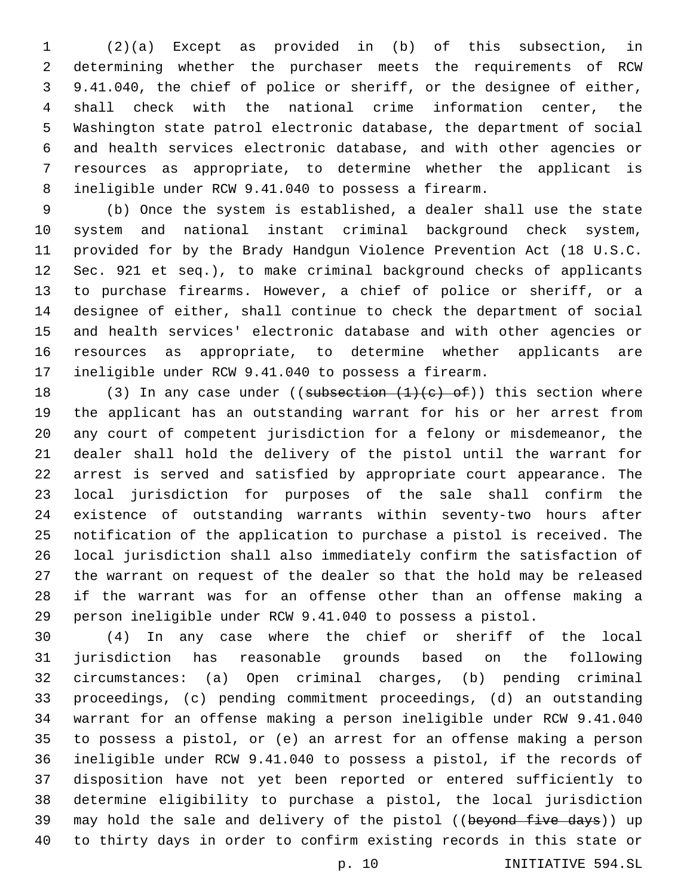(2)(a) Except as provided in (b) of this subsection, in determining whether the purchaser meets the requirements of RCW 9.41.040, the chief of police or sheriff, or the designee of either, shall check with the national crime information center, the Washington state patrol electronic database, the department of social and health services electronic database, and with other agencies or resources as appropriate, to determine whether the applicant is ineligible under RCW 9.41.040 to possess a firearm.

(b) Once the system is established, a dealer shall use the state system and national instant criminal background check system, provided for by the Brady Handgun Violence Prevention Act (18 U.S.C. Sec. 921 et seq.), to make criminal background checks of applicants to purchase firearms. However, a chief of police or sheriff, or a designee of either, shall continue to check the department of social and health services' electronic database and with other agencies or resources as appropriate, to determine whether applicants are ineligible under RCW 9.41.040 to possess a firearm.

(3) In any case under ((~~subsection (1)(c) of~~)) this section where the applicant has an outstanding warrant for his or her arrest from any court of competent jurisdiction for a felony or misdemeanor, the dealer shall hold the delivery of the pistol until the warrant for arrest is served and satisfied by appropriate court appearance. The local jurisdiction for purposes of the sale shall confirm the existence of outstanding warrants within seventy-two hours after notification of the application to purchase a pistol is received. The local jurisdiction shall also immediately confirm the satisfaction of the warrant on request of the dealer so that the hold may be released if the warrant was for an offense other than an offense making a person ineligible under RCW 9.41.040 to possess a pistol.

(4) In any case where the chief or sheriff of the local jurisdiction has reasonable grounds based on the following circumstances: (a) Open criminal charges, (b) pending criminal proceedings, (c) pending commitment proceedings, (d) an outstanding warrant for an offense making a person ineligible under RCW 9.41.040 to possess a pistol, or (e) an arrest for an offense making a person ineligible under RCW 9.41.040 to possess a pistol, if the records of disposition have not yet been reported or entered sufficiently to determine eligibility to purchase a pistol, the local jurisdiction may hold the sale and delivery of the pistol ((~~beyond five days~~)) up to thirty days in order to confirm existing records in this state or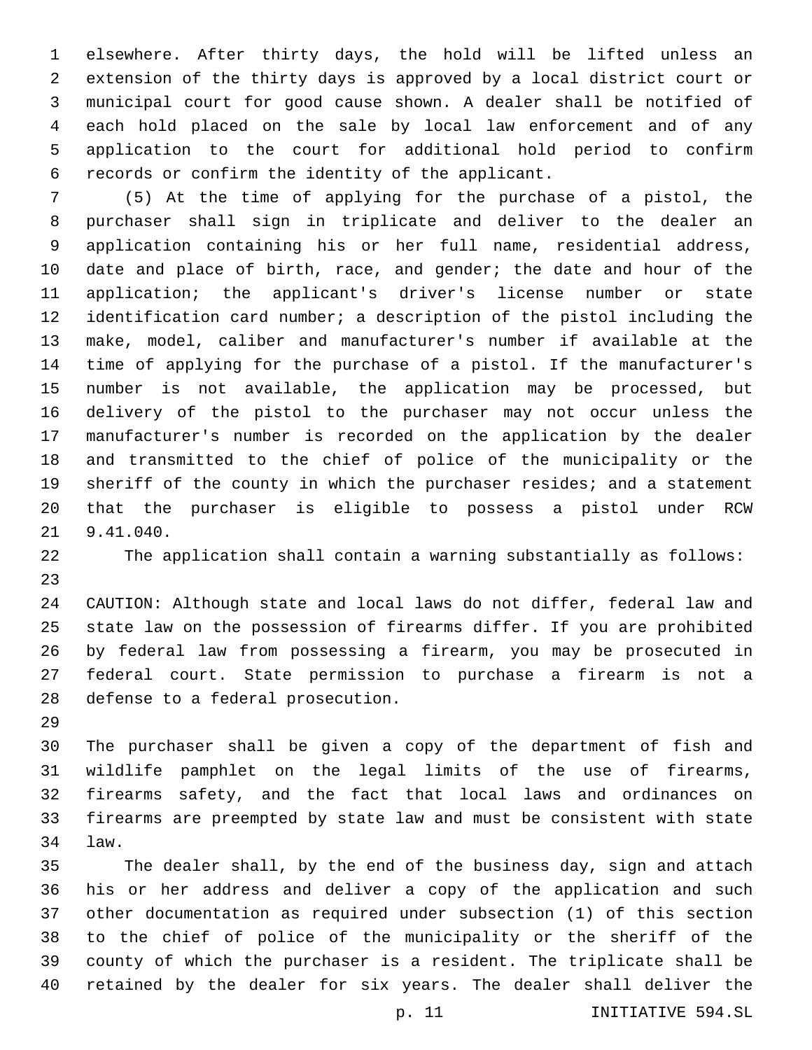elsewhere. After thirty days, the hold will be lifted unless an extension of the thirty days is approved by a local district court or municipal court for good cause shown. A dealer shall be notified of each hold placed on the sale by local law enforcement and of any application to the court for additional hold period to confirm records or confirm the identity of the applicant.

(5) At the time of applying for the purchase of a pistol, the purchaser shall sign in triplicate and deliver to the dealer an application containing his or her full name, residential address, date and place of birth, race, and gender; the date and hour of the application; the applicant's driver's license number or state identification card number; a description of the pistol including the make, model, caliber and manufacturer's number if available at the time of applying for the purchase of a pistol. If the manufacturer's number is not available, the application may be processed, but delivery of the pistol to the purchaser may not occur unless the manufacturer's number is recorded on the application by the dealer and transmitted to the chief of police of the municipality or the sheriff of the county in which the purchaser resides; and a statement that the purchaser is eligible to possess a pistol under RCW 9.41.040.

The application shall contain a warning substantially as follows:

CAUTION: Although state and local laws do not differ, federal law and state law on the possession of firearms differ. If you are prohibited by federal law from possessing a firearm, you may be prosecuted in federal court. State permission to purchase a firearm is not a defense to a federal prosecution.

The purchaser shall be given a copy of the department of fish and wildlife pamphlet on the legal limits of the use of firearms, firearms safety, and the fact that local laws and ordinances on firearms are preempted by state law and must be consistent with state law.

The dealer shall, by the end of the business day, sign and attach his or her address and deliver a copy of the application and such other documentation as required under subsection (1) of this section to the chief of police of the municipality or the sheriff of the county of which the purchaser is a resident. The triplicate shall be retained by the dealer for six years. The dealer shall deliver the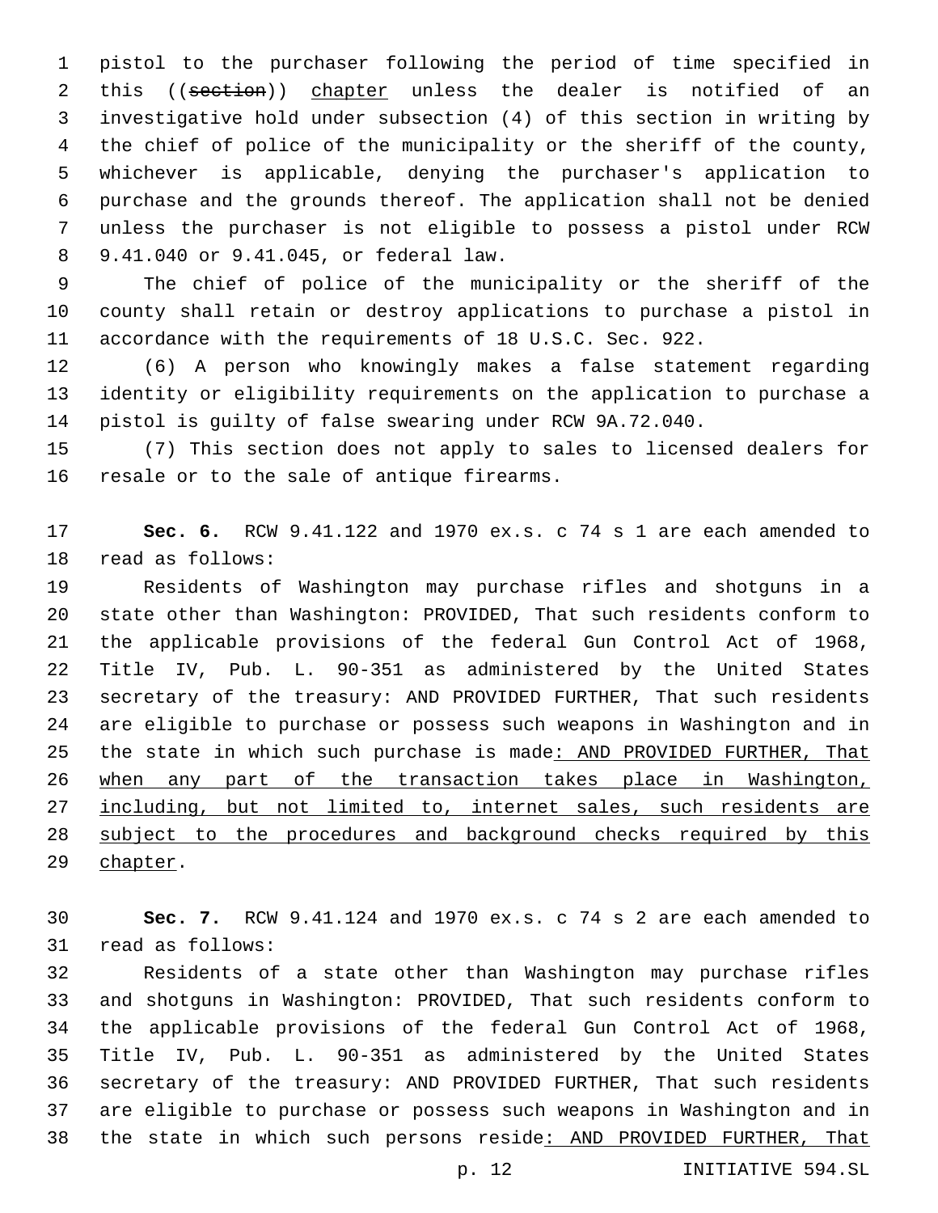pistol to the purchaser following the period of time specified in this ((~~section~~)) <u>chapter</u> unless the dealer is notified of an investigative hold under subsection (4) of this section in writing by the chief of police of the municipality or the sheriff of the county, whichever is applicable, denying the purchaser's application to purchase and the grounds thereof. The application shall not be denied unless the purchaser is not eligible to possess a pistol under RCW 9.41.040 or 9.41.045, or federal law.

The chief of police of the municipality or the sheriff of the county shall retain or destroy applications to purchase a pistol in accordance with the requirements of 18 U.S.C. Sec. 922.

(6) A person who knowingly makes a false statement regarding identity or eligibility requirements on the application to purchase a pistol is guilty of false swearing under RCW 9A.72.040.

(7) This section does not apply to sales to licensed dealers for resale or to the sale of antique firearms.

**Sec. 6.** RCW 9.41.122 and 1970 ex.s. c 74 s 1 are each amended to read as follows:

Residents of Washington may purchase rifles and shotguns in a state other than Washington: PROVIDED, That such residents conform to the applicable provisions of the federal Gun Control Act of 1968, Title IV, Pub. L. 90-351 as administered by the United States secretary of the treasury: AND PROVIDED FURTHER, That such residents are eligible to purchase or possess such weapons in Washington and in the state in which such purchase is made<u>: AND PROVIDED FURTHER, That when any part of the transaction takes place in Washington, including, but not limited to, internet sales, such residents are subject to the procedures and background checks required by this chapter</u>.

**Sec. 7.** RCW 9.41.124 and 1970 ex.s. c 74 s 2 are each amended to read as follows:

Residents of a state other than Washington may purchase rifles and shotguns in Washington: PROVIDED, That such residents conform to the applicable provisions of the federal Gun Control Act of 1968, Title IV, Pub. L. 90-351 as administered by the United States secretary of the treasury: AND PROVIDED FURTHER, That such residents are eligible to purchase or possess such weapons in Washington and in the state in which such persons reside<u>: AND PROVIDED FURTHER, That</u>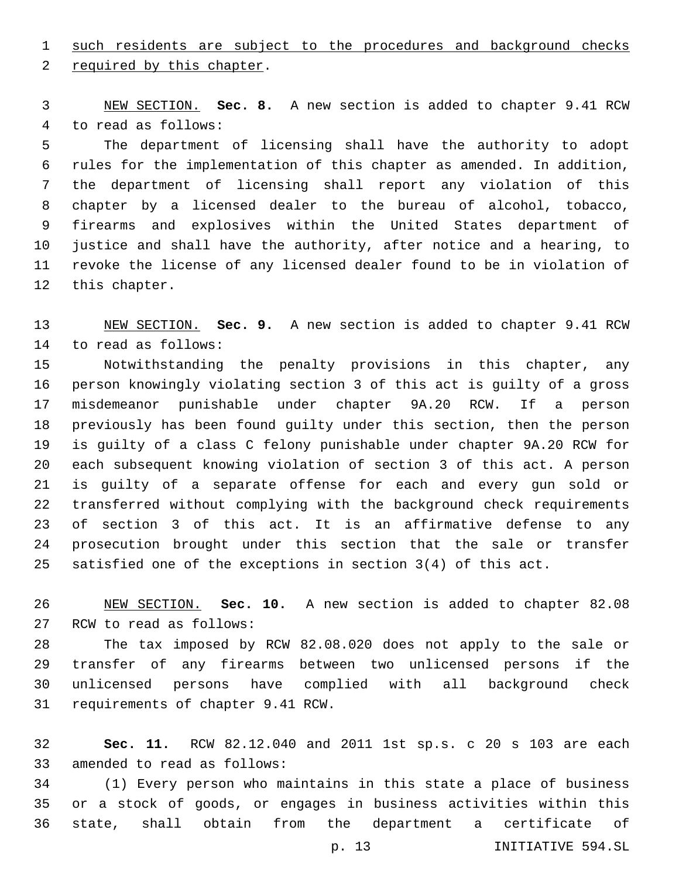such residents are subject to the procedures and background checks required by this chapter.

NEW SECTION. **Sec. 8.** A new section is added to chapter 9.41 RCW to read as follows:

The department of licensing shall have the authority to adopt rules for the implementation of this chapter as amended. In addition, the department of licensing shall report any violation of this chapter by a licensed dealer to the bureau of alcohol, tobacco, firearms and explosives within the United States department of justice and shall have the authority, after notice and a hearing, to revoke the license of any licensed dealer found to be in violation of this chapter.

NEW SECTION. **Sec. 9.** A new section is added to chapter 9.41 RCW to read as follows:

Notwithstanding the penalty provisions in this chapter, any person knowingly violating section 3 of this act is guilty of a gross misdemeanor punishable under chapter 9A.20 RCW. If a person previously has been found guilty under this section, then the person is guilty of a class C felony punishable under chapter 9A.20 RCW for each subsequent knowing violation of section 3 of this act. A person is guilty of a separate offense for each and every gun sold or transferred without complying with the background check requirements of section 3 of this act. It is an affirmative defense to any prosecution brought under this section that the sale or transfer satisfied one of the exceptions in section 3(4) of this act.

NEW SECTION. **Sec. 10.** A new section is added to chapter 82.08 RCW to read as follows:

The tax imposed by RCW 82.08.020 does not apply to the sale or transfer of any firearms between two unlicensed persons if the unlicensed persons have complied with all background check requirements of chapter 9.41 RCW.

**Sec. 11.** RCW 82.12.040 and 2011 1st sp.s. c 20 s 103 are each amended to read as follows:

(1) Every person who maintains in this state a place of business or a stock of goods, or engages in business activities within this state, shall obtain from the department a certificate of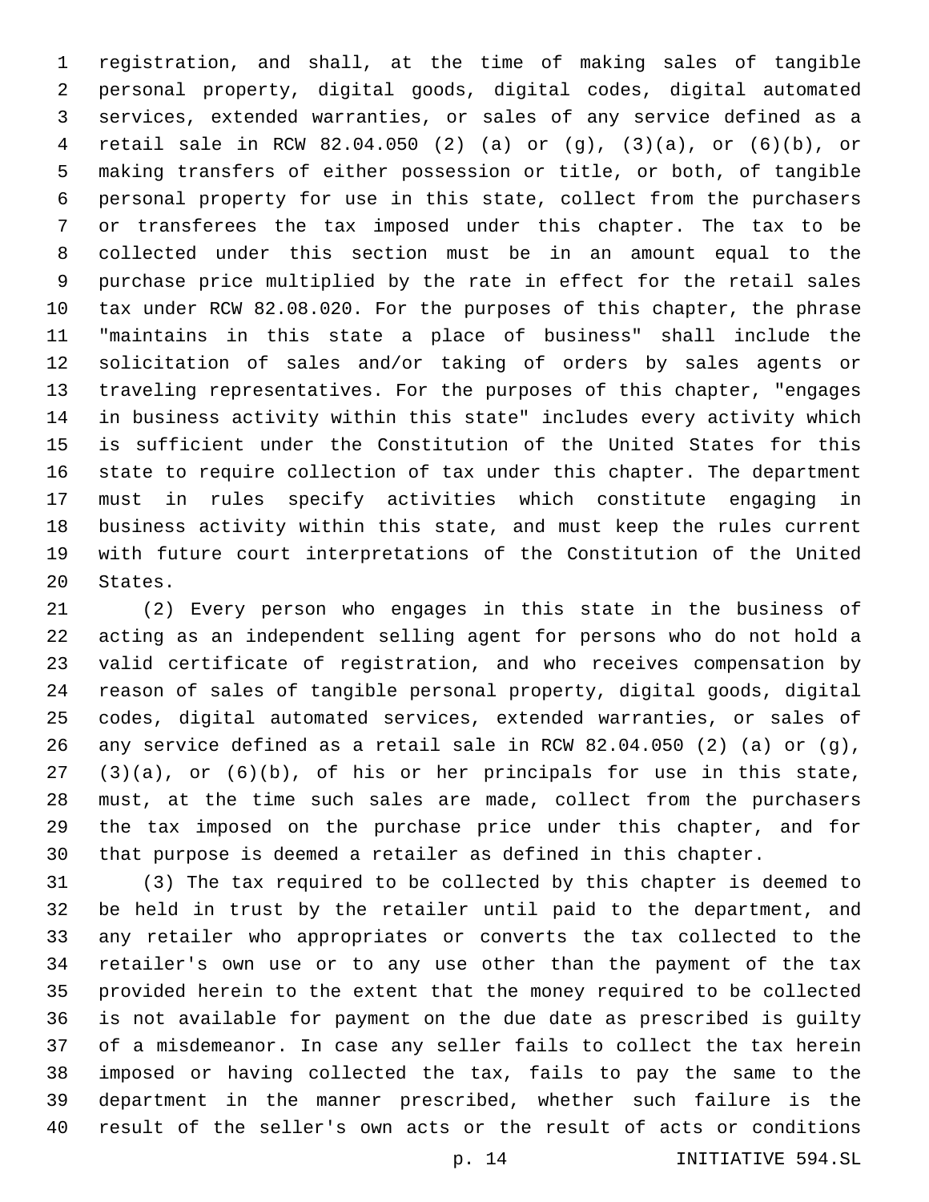registration, and shall, at the time of making sales of tangible personal property, digital goods, digital codes, digital automated services, extended warranties, or sales of any service defined as a retail sale in RCW 82.04.050 (2) (a) or (g), (3)(a), or (6)(b), or making transfers of either possession or title, or both, of tangible personal property for use in this state, collect from the purchasers or transferees the tax imposed under this chapter. The tax to be collected under this section must be in an amount equal to the purchase price multiplied by the rate in effect for the retail sales tax under RCW 82.08.020. For the purposes of this chapter, the phrase "maintains in this state a place of business" shall include the solicitation of sales and/or taking of orders by sales agents or traveling representatives. For the purposes of this chapter, "engages in business activity within this state" includes every activity which is sufficient under the Constitution of the United States for this state to require collection of tax under this chapter. The department must in rules specify activities which constitute engaging in business activity within this state, and must keep the rules current with future court interpretations of the Constitution of the United States.

(2) Every person who engages in this state in the business of acting as an independent selling agent for persons who do not hold a valid certificate of registration, and who receives compensation by reason of sales of tangible personal property, digital goods, digital codes, digital automated services, extended warranties, or sales of any service defined as a retail sale in RCW 82.04.050 (2) (a) or (g), (3)(a), or (6)(b), of his or her principals for use in this state, must, at the time such sales are made, collect from the purchasers the tax imposed on the purchase price under this chapter, and for that purpose is deemed a retailer as defined in this chapter.

(3) The tax required to be collected by this chapter is deemed to be held in trust by the retailer until paid to the department, and any retailer who appropriates or converts the tax collected to the retailer's own use or to any use other than the payment of the tax provided herein to the extent that the money required to be collected is not available for payment on the due date as prescribed is guilty of a misdemeanor. In case any seller fails to collect the tax herein imposed or having collected the tax, fails to pay the same to the department in the manner prescribed, whether such failure is the result of the seller's own acts or the result of acts or conditions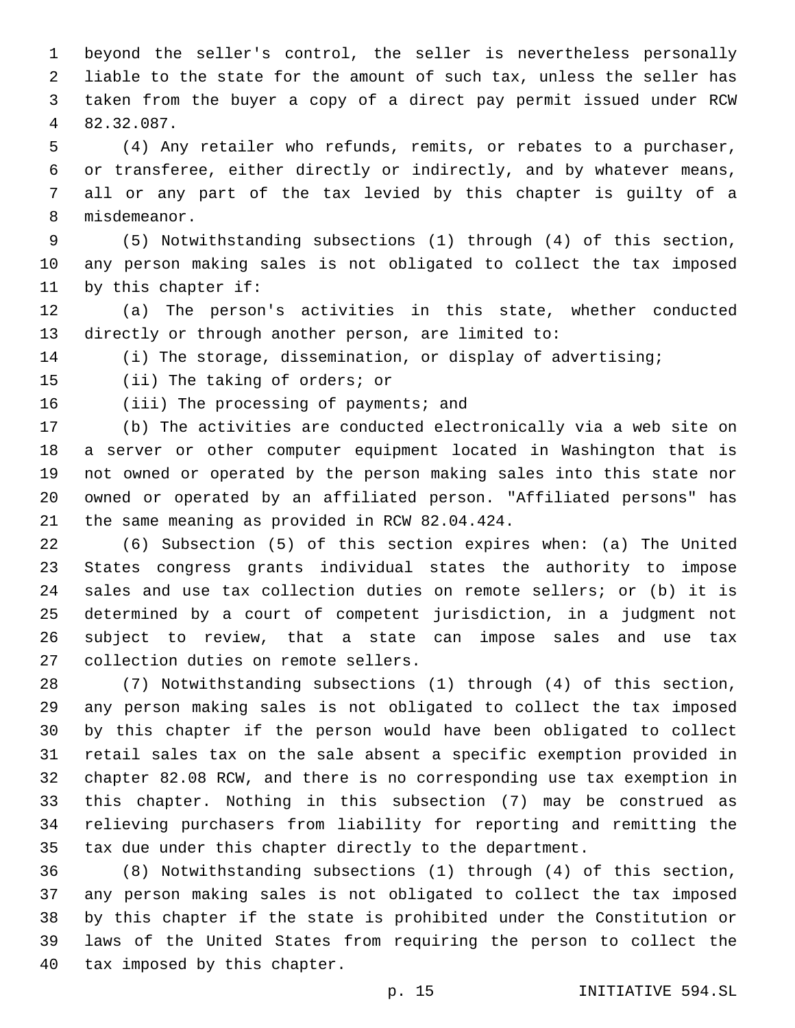beyond the seller's control, the seller is nevertheless personally liable to the state for the amount of such tax, unless the seller has taken from the buyer a copy of a direct pay permit issued under RCW 82.32.087.

(4) Any retailer who refunds, remits, or rebates to a purchaser, or transferee, either directly or indirectly, and by whatever means, all or any part of the tax levied by this chapter is guilty of a misdemeanor.

(5) Notwithstanding subsections (1) through (4) of this section, any person making sales is not obligated to collect the tax imposed by this chapter if:

(a) The person's activities in this state, whether conducted directly or through another person, are limited to:

(i) The storage, dissemination, or display of advertising;

(ii) The taking of orders; or

(iii) The processing of payments; and

(b) The activities are conducted electronically via a web site on a server or other computer equipment located in Washington that is not owned or operated by the person making sales into this state nor owned or operated by an affiliated person. "Affiliated persons" has the same meaning as provided in RCW 82.04.424.

(6) Subsection (5) of this section expires when: (a) The United States congress grants individual states the authority to impose sales and use tax collection duties on remote sellers; or (b) it is determined by a court of competent jurisdiction, in a judgment not subject to review, that a state can impose sales and use tax collection duties on remote sellers.

(7) Notwithstanding subsections (1) through (4) of this section, any person making sales is not obligated to collect the tax imposed by this chapter if the person would have been obligated to collect retail sales tax on the sale absent a specific exemption provided in chapter 82.08 RCW, and there is no corresponding use tax exemption in this chapter. Nothing in this subsection (7) may be construed as relieving purchasers from liability for reporting and remitting the tax due under this chapter directly to the department.

(8) Notwithstanding subsections (1) through (4) of this section, any person making sales is not obligated to collect the tax imposed by this chapter if the state is prohibited under the Constitution or laws of the United States from requiring the person to collect the tax imposed by this chapter.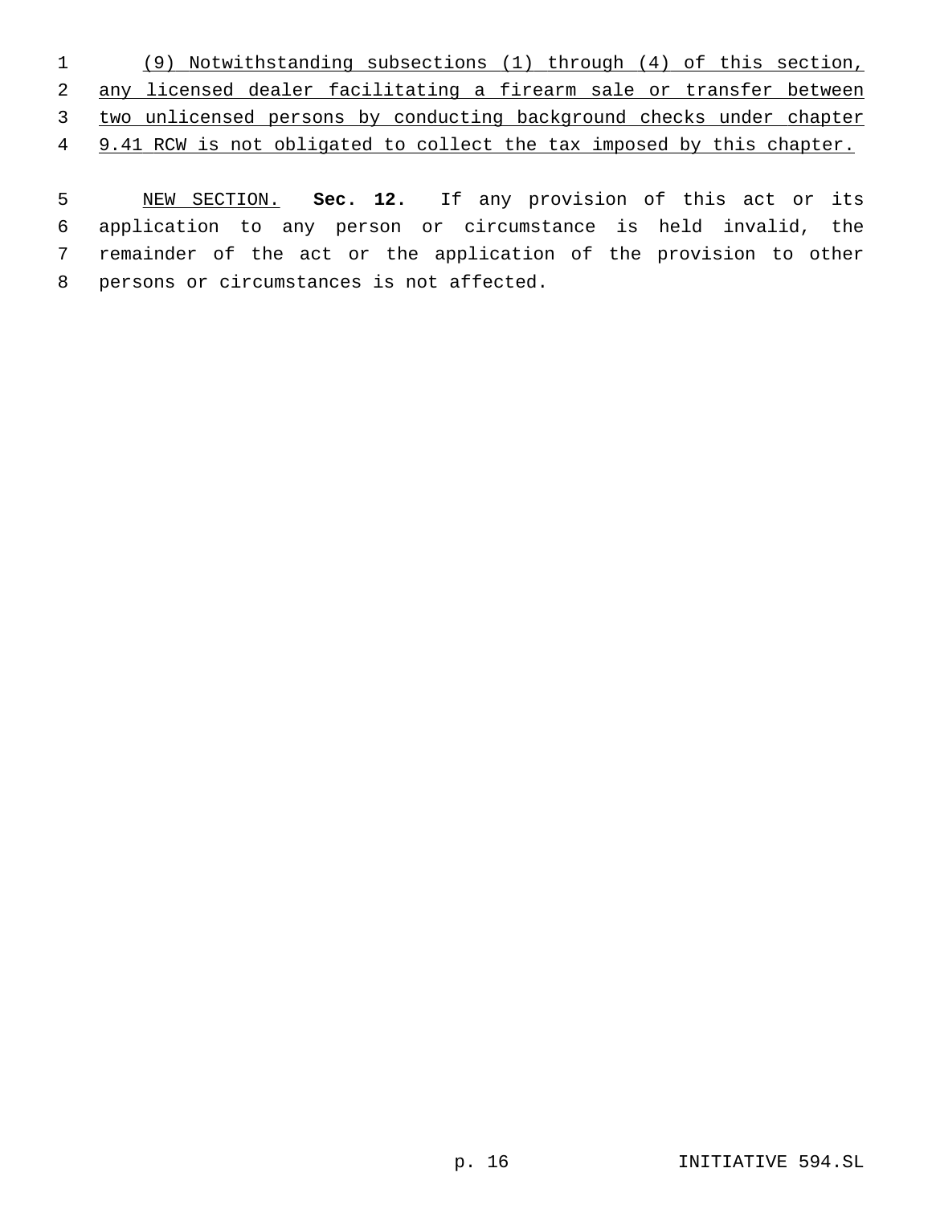(9) Notwithstanding subsections (1) through (4) of this section, any licensed dealer facilitating a firearm sale or transfer between two unlicensed persons by conducting background checks under chapter 9.41 RCW is not obligated to collect the tax imposed by this chapter.

NEW SECTION. **Sec. 12.** If any provision of this act or its application to any person or circumstance is held invalid, the remainder of the act or the application of the provision to other persons or circumstances is not affected.